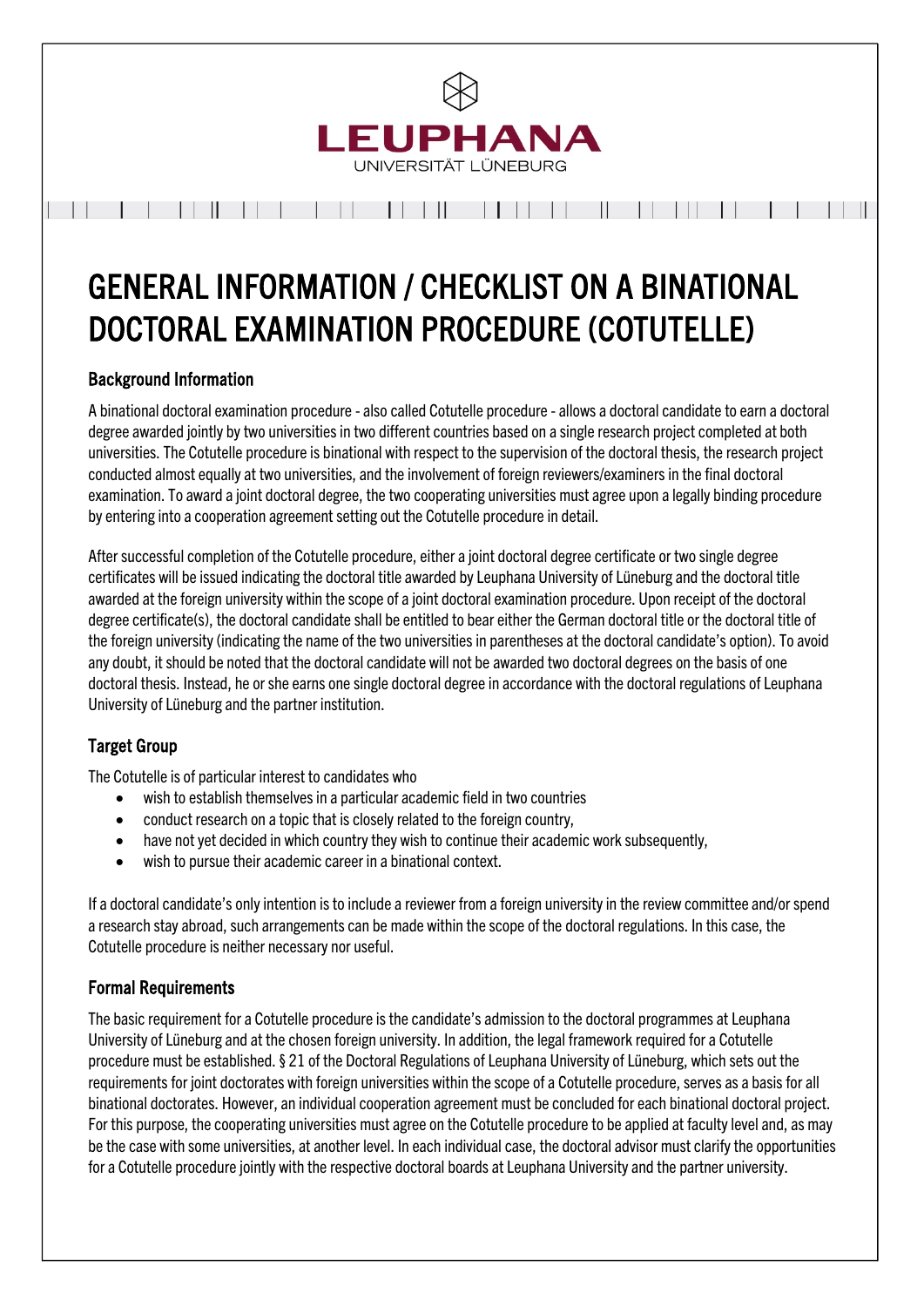LEUPHANA
UNIVERSITÄT LÜNEBURG

# GENERAL INFORMATION / CHECKLIST ON A BINATIONAL DOCTORAL EXAMINATION PROCEDURE (COTUTELLE)

## Background Information

A binational doctoral examination procedure - also called Cotutelle procedure - allows a doctoral candidate to earn a doctoral degree awarded jointly by two universities in two different countries based on a single research project completed at both universities. The Cotutelle procedure is binational with respect to the supervision of the doctoral thesis, the research project conducted almost equally at two universities, and the involvement of foreign reviewers/examiners in the final doctoral examination. To award a joint doctoral degree, the two cooperating universities must agree upon a legally binding procedure by entering into a cooperation agreement setting out the Cotutelle procedure in detail.

After successful completion of the Cotutelle procedure, either a joint doctoral degree certificate or two single degree certificates will be issued indicating the doctoral title awarded by Leuphana University of Lüneburg and the doctoral title awarded at the foreign university within the scope of a joint doctoral examination procedure. Upon receipt of the doctoral degree certificate(s), the doctoral candidate shall be entitled to bear either the German doctoral title or the doctoral title of the foreign university (indicating the name of the two universities in parentheses at the doctoral candidate's option). To avoid any doubt, it should be noted that the doctoral candidate will not be awarded two doctoral degrees on the basis of one doctoral thesis. Instead, he or she earns one single doctoral degree in accordance with the doctoral regulations of Leuphana University of Lüneburg and the partner institution.

## Target Group

The Cotutelle is of particular interest to candidates who

- wish to establish themselves in a particular academic field in two countries
- conduct research on a topic that is closely related to the foreign country,
- have not yet decided in which country they wish to continue their academic work subsequently,
- wish to pursue their academic career in a binational context.

If a doctoral candidate's only intention is to include a reviewer from a foreign university in the review committee and/or spend a research stay abroad, such arrangements can be made within the scope of the doctoral regulations. In this case, the Cotutelle procedure is neither necessary nor useful.

## Formal Requirements

The basic requirement for a Cotutelle procedure is the candidate's admission to the doctoral programmes at Leuphana University of Lüneburg and at the chosen foreign university. In addition, the legal framework required for a Cotutelle procedure must be established. § 21 of the Doctoral Regulations of Leuphana University of Lüneburg, which sets out the requirements for joint doctorates with foreign universities within the scope of a Cotutelle procedure, serves as a basis for all binational doctorates. However, an individual cooperation agreement must be concluded for each binational doctoral project. For this purpose, the cooperating universities must agree on the Cotutelle procedure to be applied at faculty level and, as may be the case with some universities, at another level. In each individual case, the doctoral advisor must clarify the opportunities for a Cotutelle procedure jointly with the respective doctoral boards at Leuphana University and the partner university.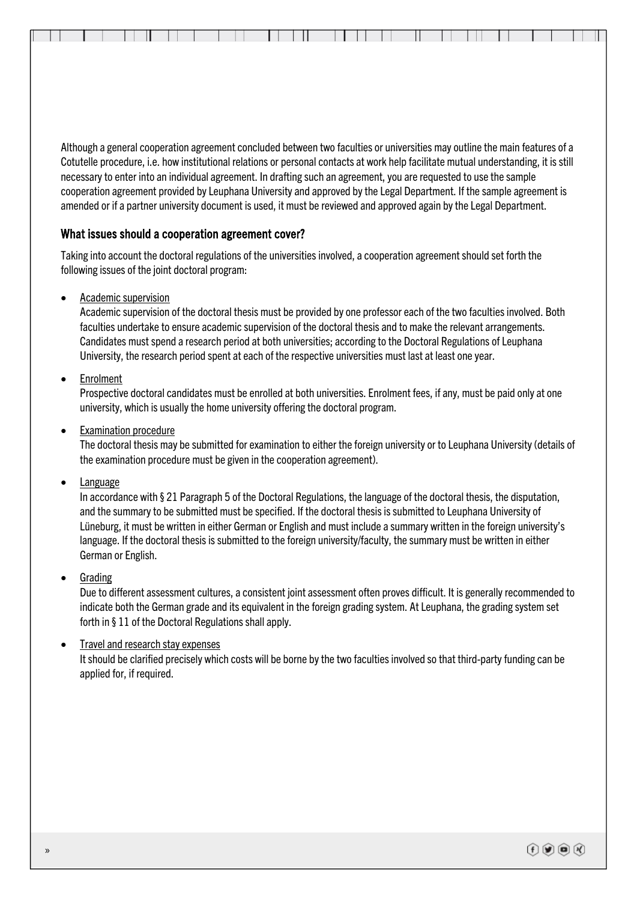Although a general cooperation agreement concluded between two faculties or universities may outline the main features of a Cotutelle procedure, i.e. how institutional relations or personal contacts at work help facilitate mutual understanding, it is still necessary to enter into an individual agreement. In drafting such an agreement, you are requested to use the sample cooperation agreement provided by Leuphana University and approved by the Legal Department. If the sample agreement is amended or if a partner university document is used, it must be reviewed and approved again by the Legal Department.

## What issues should a cooperation agreement cover?

Taking into account the doctoral regulations of the universities involved, a cooperation agreement should set forth the following issues of the joint doctoral program:

- Academic supervision
  Academic supervision of the doctoral thesis must be provided by one professor each of the two faculties involved. Both faculties undertake to ensure academic supervision of the doctoral thesis and to make the relevant arrangements. Candidates must spend a research period at both universities; according to the Doctoral Regulations of Leuphana University, the research period spent at each of the respective universities must last at least one year.
- Enrolment
  Prospective doctoral candidates must be enrolled at both universities. Enrolment fees, if any, must be paid only at one university, which is usually the home university offering the doctoral program.
- Examination procedure
  The doctoral thesis may be submitted for examination to either the foreign university or to Leuphana University (details of the examination procedure must be given in the cooperation agreement).
- Language
  In accordance with § 21 Paragraph 5 of the Doctoral Regulations, the language of the doctoral thesis, the disputation, and the summary to be submitted must be specified. If the doctoral thesis is submitted to Leuphana University of Lüneburg, it must be written in either German or English and must include a summary written in the foreign university's language. If the doctoral thesis is submitted to the foreign university/faculty, the summary must be written in either German or English.
- Grading
  Due to different assessment cultures, a consistent joint assessment often proves difficult. It is generally recommended to indicate both the German grade and its equivalent in the foreign grading system. At Leuphana, the grading system set forth in § 11 of the Doctoral Regulations shall apply.
- Travel and research stay expenses
  It should be clarified precisely which costs will be borne by the two faculties involved so that third-party funding can be applied for, if required.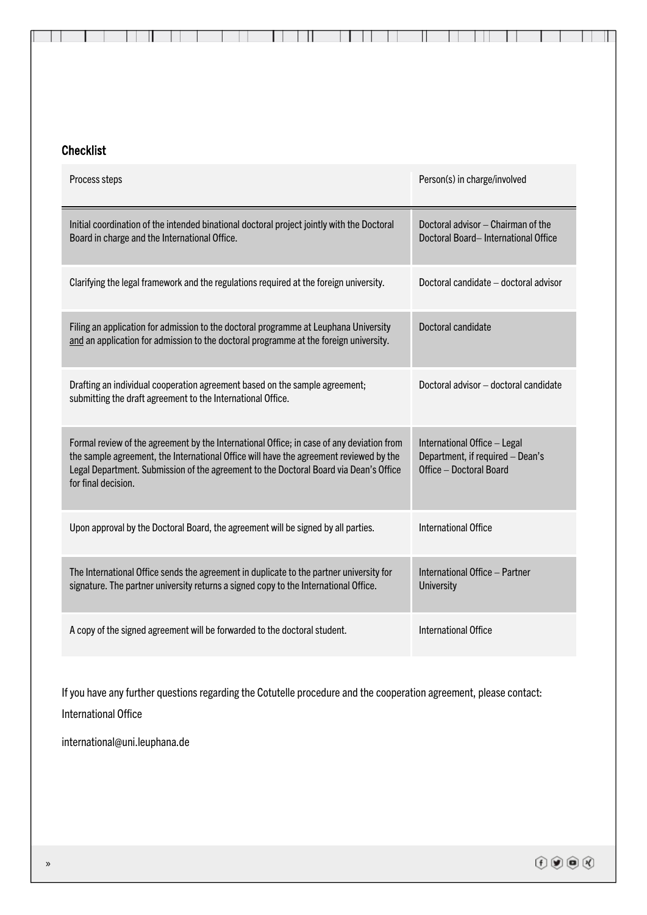## Checklist

| Process steps | Person(s) in charge/involved |
|---|---|
| Initial coordination of the intended binational doctoral project jointly with the Doctoral Board in charge and the International Office. | Doctoral advisor – Chairman of the Doctoral Board– International Office |
| Clarifying the legal framework and the regulations required at the foreign university. | Doctoral candidate – doctoral advisor |
| Filing an application for admission to the doctoral programme at Leuphana University and an application for admission to the doctoral programme at the foreign university. | Doctoral candidate |
| Drafting an individual cooperation agreement based on the sample agreement; submitting the draft agreement to the International Office. | Doctoral advisor – doctoral candidate |
| Formal review of the agreement by the International Office; in case of any deviation from the sample agreement, the International Office will have the agreement reviewed by the Legal Department. Submission of the agreement to the Doctoral Board via Dean's Office for final decision. | International Office – Legal Department, if required – Dean's Office – Doctoral Board |
| Upon approval by the Doctoral Board, the agreement will be signed by all parties. | International Office |
| The International Office sends the agreement in duplicate to the partner university for signature. The partner university returns a signed copy to the International Office. | International Office – Partner University |
| A copy of the signed agreement will be forwarded to the doctoral student. | International Office |

If you have any further questions regarding the Cotutelle procedure and the cooperation agreement, please contact:

International Office

international@uni.leuphana.de